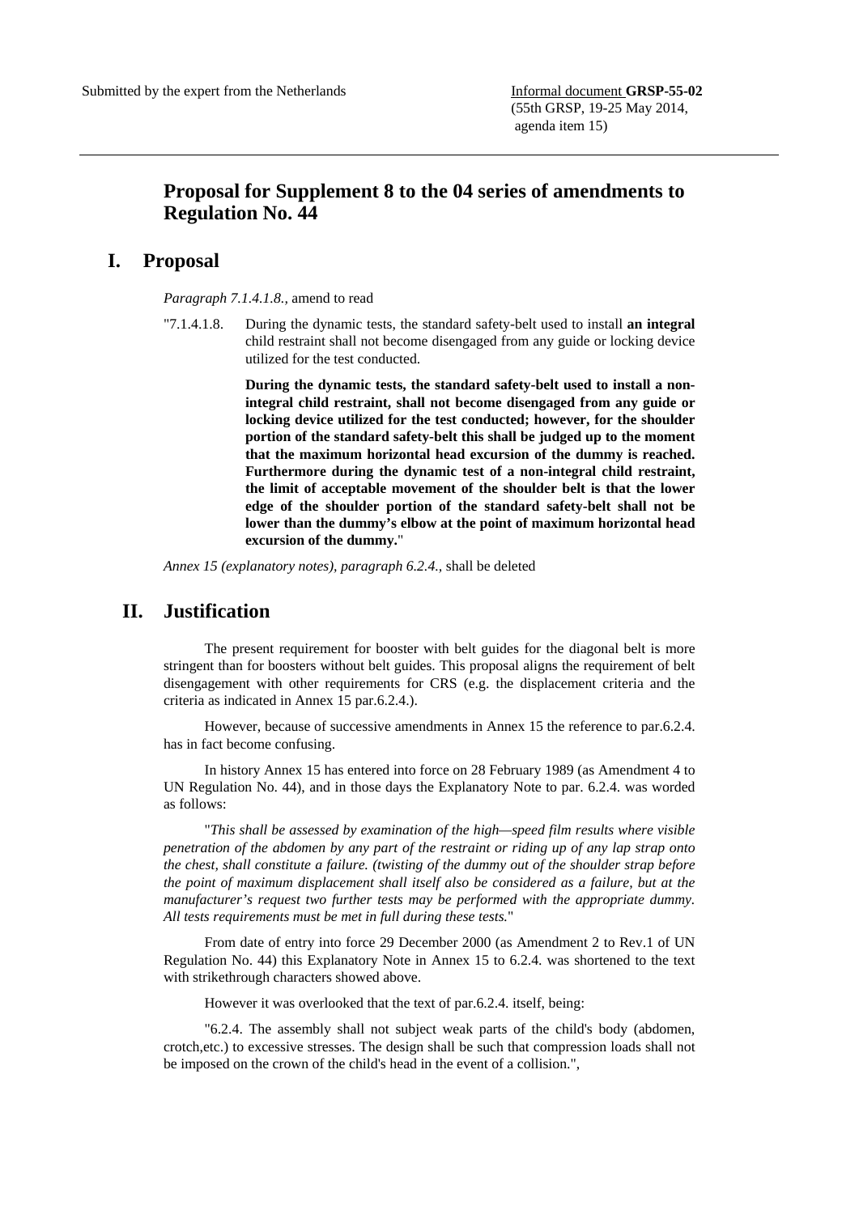Submitted by the expert from the Netherlands

Informal document **GRSP-55-02**
(55th GRSP, 19-25 May 2014, agenda item 15)

# Proposal for Supplement 8 to the 04 series of amendments to Regulation No. 44

## I. Proposal

*Paragraph 7.1.4.1.8.,* amend to read

"7.1.4.1.8. During the dynamic tests, the standard safety-belt used to install **an integral** child restraint shall not become disengaged from any guide or locking device utilized for the test conducted.

**During the dynamic tests, the standard safety-belt used to install a non-integral child restraint, shall not become disengaged from any guide or locking device utilized for the test conducted; however, for the shoulder portion of the standard safety-belt this shall be judged up to the moment that the maximum horizontal head excursion of the dummy is reached. Furthermore during the dynamic test of a non-integral child restraint, the limit of acceptable movement of the shoulder belt is that the lower edge of the shoulder portion of the standard safety-belt shall not be lower than the dummy's elbow at the point of maximum horizontal head excursion of the dummy.**"

*Annex 15 (explanatory notes), paragraph 6.2.4.,* shall be deleted

## II. Justification

The present requirement for booster with belt guides for the diagonal belt is more stringent than for boosters without belt guides. This proposal aligns the requirement of belt disengagement with other requirements for CRS (e.g. the displacement criteria and the criteria as indicated in Annex 15 par.6.2.4.).

However, because of successive amendments in Annex 15 the reference to par.6.2.4. has in fact become confusing.

In history Annex 15 has entered into force on 28 February 1989 (as Amendment 4 to UN Regulation No. 44), and in those days the Explanatory Note to par. 6.2.4. was worded as follows:

"*This shall be assessed by examination of the high—speed film results where visible penetration of the abdomen by any part of the restraint or riding up of any lap strap onto the chest, shall constitute a failure. (twisting of the dummy out of the shoulder strap before the point of maximum displacement shall itself also be considered as a failure, but at the manufacturer's request two further tests may be performed with the appropriate dummy. All tests requirements must be met in full during these tests.*"

From date of entry into force 29 December 2000 (as Amendment 2 to Rev.1 of UN Regulation No. 44) this Explanatory Note in Annex 15 to 6.2.4. was shortened to the text with strikethrough characters showed above.

However it was overlooked that the text of par.6.2.4. itself, being:

"6.2.4. The assembly shall not subject weak parts of the child's body (abdomen, crotch,etc.) to excessive stresses. The design shall be such that compression loads shall not be imposed on the crown of the child's head in the event of a collision.",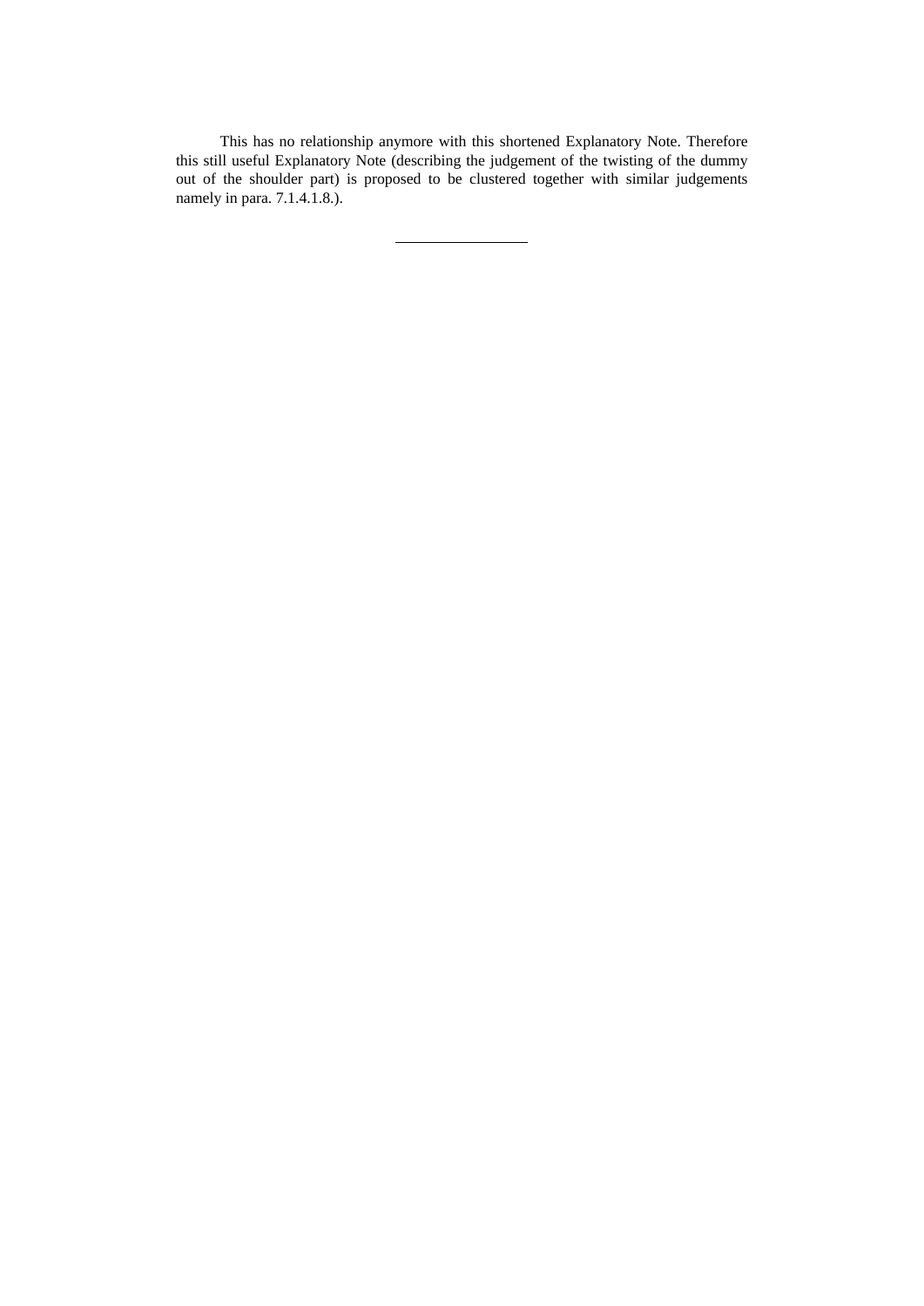This has no relationship anymore with this shortened Explanatory Note. Therefore this still useful Explanatory Note (describing the judgement of the twisting of the dummy out of the shoulder part) is proposed to be clustered together with similar judgements namely in para. 7.1.4.1.8.).

---